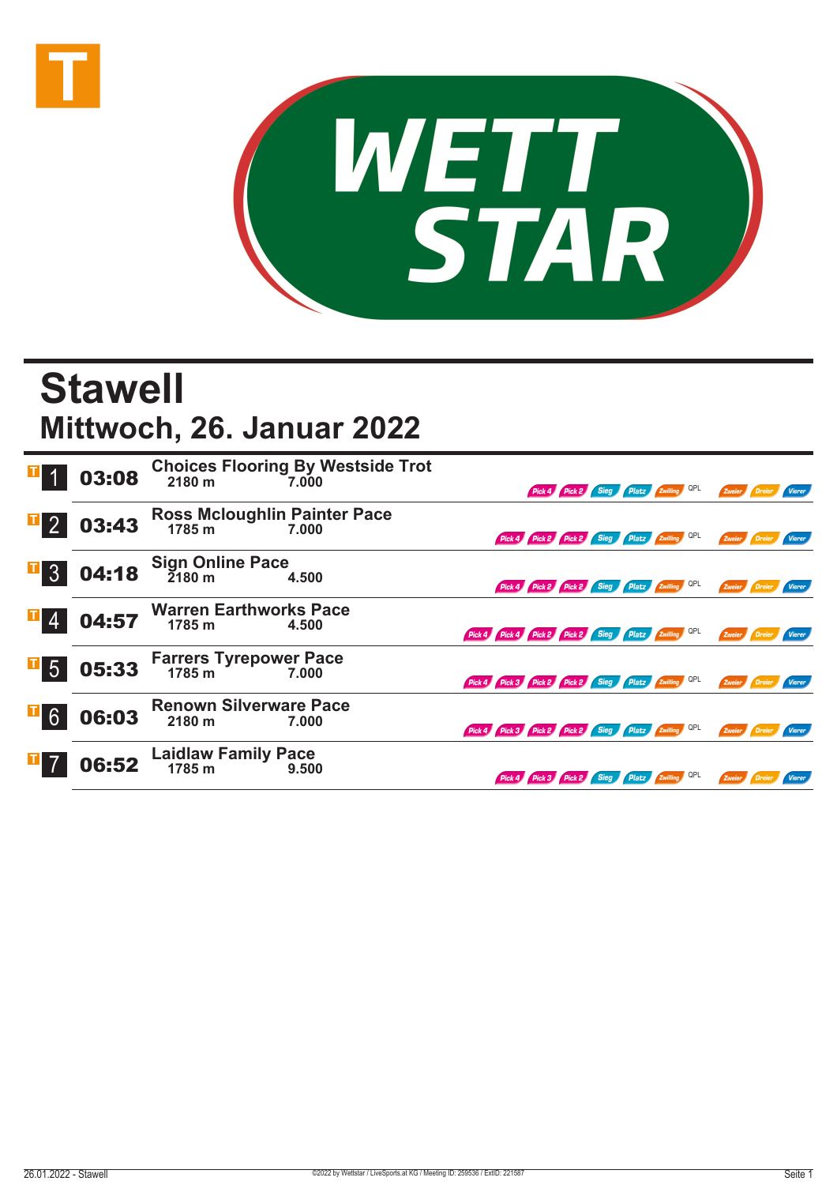# Stawell

## Mittwoch, 26. Januar 2022

| Rennen | Zeit | Rennen / Distanz / Preisgeld | Wetten |
|---|---|---|---|
| 1 | 03:08 | **Choices Flooring By Westside Trot** 2180 m 7.000 | Pick 4, Pick 2, Sieg, Platz, Zwilling, QPL, Zweier, Dreier, Vierer |
| 2 | 03:43 | **Ross Mcloughlin Painter Pace** 1785 m 7.000 | Pick 4, Pick 2, Pick 2, Sieg, Platz, Zwilling, QPL, Zweier, Dreier, Vierer |
| 3 | 04:18 | **Sign Online Pace** 2180 m 4.500 | Pick 4, Pick 2, Pick 2, Sieg, Platz, Zwilling, QPL, Zweier, Dreier, Vierer |
| 4 | 04:57 | **Warren Earthworks Pace** 1785 m 4.500 | Pick 4, Pick 4, Pick 2, Pick 2, Sieg, Platz, Zwilling, QPL, Zweier, Dreier, Vierer |
| 5 | 05:33 | **Farrers Tyrepower Pace** 1785 m 7.000 | Pick 4, Pick 3, Pick 2, Pick 2, Sieg, Platz, Zwilling, QPL, Zweier, Dreier, Vierer |
| 6 | 06:03 | **Renown Silverware Pace** 2180 m 7.000 | Pick 4, Pick 3, Pick 2, Pick 2, Sieg, Platz, Zwilling, QPL, Zweier, Dreier, Vierer |
| 7 | 06:52 | **Laidlaw Family Pace** 1785 m 9.500 | Pick 4, Pick 3, Pick 2, Sieg, Platz, Zwilling, QPL, Zweier, Dreier, Vierer |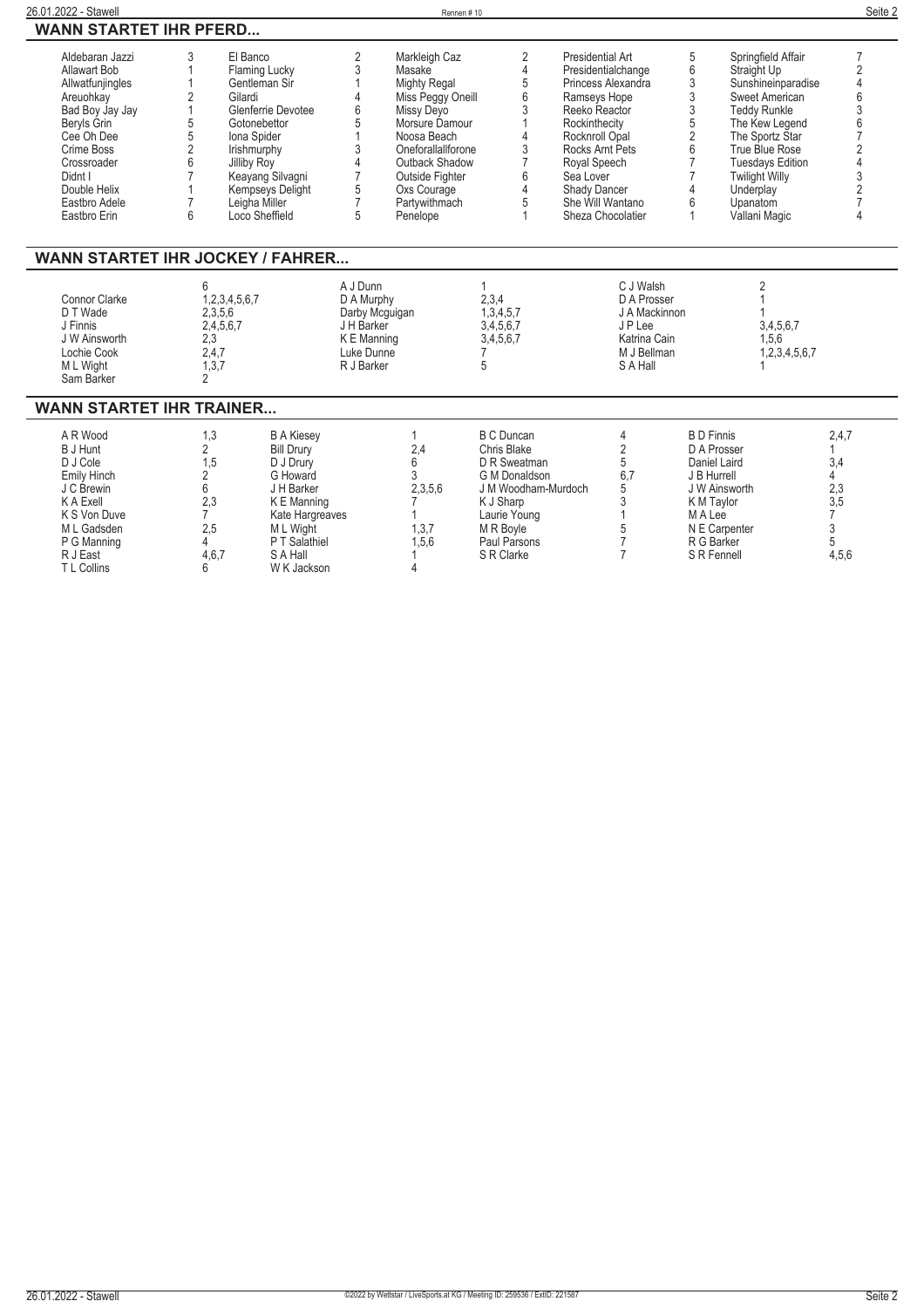## WANN STARTET IHR PFERD...

| | | | | | | | | | |
|---|---|---|---|---|---|---|---|---|---|
| Aldebaran Jazzi | 3 | El Banco | 2 | Markleigh Caz | 2 | Presidential Art | 5 | Springfield Affair | 7 |
| Allawart Bob | 1 | Flaming Lucky | 3 | Masake | 4 | Presidentialchange | 6 | Straight Up | 2 |
| Allwatfunjingles | 1 | Gentleman Sir | 1 | Mighty Regal | 5 | Princess Alexandra | 3 | Sunshineinparadise | 4 |
| Areuohkay | 2 | Gilardi | 4 | Miss Peggy Oneill | 6 | Ramseys Hope | 3 | Sweet American | 6 |
| Bad Boy Jay Jay | 1 | Glenferrie Devotee | 6 | Missy Deyo | 3 | Reeko Reactor | 3 | Teddy Runkle | 3 |
| Beryls Grin | 5 | Gotonebettor | 5 | Morsure Damour | 1 | Rockinthecity | 5 | The Kew Legend | 6 |
| Cee Oh Dee | 5 | Iona Spider | 1 | Noosa Beach | 4 | Rocknroll Opal | 2 | The Sportz Star | 7 |
| Crime Boss | 2 | Irishmurphy | 3 | Oneforallallforone | 3 | Rocks Arnt Pets | 6 | True Blue Rose | 2 |
| Crossroader | 6 | Jilliby Roy | 4 | Outback Shadow | 7 | Royal Speech | 7 | Tuesdays Edition | 4 |
| Didnt I | 7 | Keayang Silvagni | 7 | Outside Fighter | 6 | Sea Lover | 7 | Twilight Willy | 3 |
| Double Helix | 1 | Kempseys Delight | 5 | Oxs Courage | 4 | Shady Dancer | 4 | Underplay | 2 |
| Eastbro Adele | 7 | Leigha Miller | 7 | Partywithmach | 5 | She Will Wantano | 6 | Upanatom | 7 |
| Eastbro Erin | 6 | Loco Sheffield | 5 | Penelope | 1 | Sheza Chocolatier | 1 | Vallani Magic | 4 |

## WANN STARTET IHR JOCKEY / FAHRER...

| | | | | | |
|---|---|---|---|---|---|
| | 6 | A J Dunn | 1 | C J Walsh | 2 |
| Connor Clarke | 1,2,3,4,5,6,7 | D A Murphy | 2,3,4 | D A Prosser | 1 |
| D T Wade | 2,3,5,6 | Darby Mcguigan | 1,3,4,5,7 | J A Mackinnon | 1 |
| J Finnis | 2,4,5,6,7 | J H Barker | 3,4,5,6,7 | J P Lee | 3,4,5,6,7 |
| J W Ainsworth | 2,3 | K E Manning | 3,4,5,6,7 | Katrina Cain | 1,5,6 |
| Lochie Cook | 2,4,7 | Luke Dunne | 7 | M J Bellman | 1,2,3,4,5,6,7 |
| M L Wight | 1,3,7 | R J Barker | 5 | S A Hall | 1 |
| Sam Barker | 2 | | | | |

## WANN STARTET IHR TRAINER...

| | | | | | | | |
|---|---|---|---|---|---|---|---|
| A R Wood | 1,3 | B A Kiesey | 1 | B C Duncan | 4 | B D Finnis | 2,4,7 |
| B J Hunt | 2 | Bill Drury | 2,4 | Chris Blake | 2 | D A Prosser | 1 |
| D J Cole | 1,5 | D J Drury | 6 | D R Sweatman | 5 | Daniel Laird | 3,4 |
| Emily Hinch | 2 | G Howard | 3 | G M Donaldson | 6,7 | J B Hurrell | 4 |
| J C Brewin | 6 | J H Barker | 2,3,5,6 | J M Woodham-Murdoch | 5 | J W Ainsworth | 2,3 |
| K A Exell | 2,3 | K E Manning | 7 | K J Sharp | 3 | K M Taylor | 3,5 |
| K S Von Duve | 7 | Kate Hargreaves | 1 | Laurie Young | 1 | M A Lee | 7 |
| M L Gadsden | 2,5 | M L Wight | 1,3,7 | M R Boyle | 5 | N E Carpenter | 3 |
| P G Manning | 4 | P T Salathiel | 1,5,6 | Paul Parsons | 7 | R G Barker | 5 |
| R J East | 4,6,7 | S A Hall | 1 | S R Clarke | 7 | S R Fennell | 4,5,6 |
| T L Collins | 6 | W K Jackson | 4 | | | | |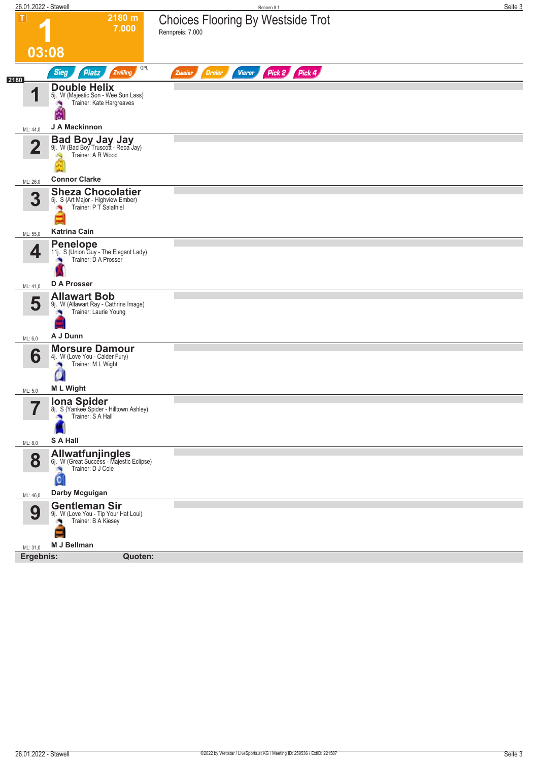**T**

# 1

**2180 m**
**7.000**

**03:08**

## Choices Flooring By Westside Trot

Rennpreis: 7.000

Sieg | Platz | Zwilling | QPL | Zweier | Dreier | Vierer | Pick 2 | Pick 4

**2180**

| Nr. | Pferd | ML |
|---|---|---|
| 1 | **Double Helix** 5j. W (Majestic Son - Wee Sun Lass) Trainer: Kate Hargreaves — **J A Mackinnon** | ML: 44,0 |
| 2 | **Bad Boy Jay Jay** 9j. W (Bad Boy Truscott - Reba Jay) Trainer: A R Wood — **Connor Clarke** | ML: 26,0 |
| 3 | **Sheza Chocolatier** 5j. S (Art Major - Highview Ember) Trainer: P T Salathiel — **Katrina Cain** | ML: 55,0 |
| 4 | **Penelope** 11j. S (Union Guy - The Elegant Lady) Trainer: D A Prosser — **D A Prosser** | ML: 41,0 |
| 5 | **Allawart Bob** 9j. W (Allawart Ray - Cathrins Image) Trainer: Laurie Young — **A J Dunn** | ML: 6,0 |
| 6 | **Morsure Damour** 4j. W (Love You - Calder Fury) Trainer: M L Wight — **M L Wight** | ML: 5,0 |
| 7 | **Iona Spider** 8j. S (Yankee Spider - Hilltown Ashley) Trainer: S A Hall — **S A Hall** | ML: 8,0 |
| 8 | **Allwatfunjingles** 6j. W (Great Success - Majestic Eclipse) Trainer: D J Cole — **Darby Mcguigan** | ML: 46,0 |
| 9 | **Gentleman Sir** 9j. W (Love You - Tip Your Hat Loui) Trainer: B A Kiesey — **M J Bellman** | ML: 31,0 |

**Ergebnis:** **Quoten:**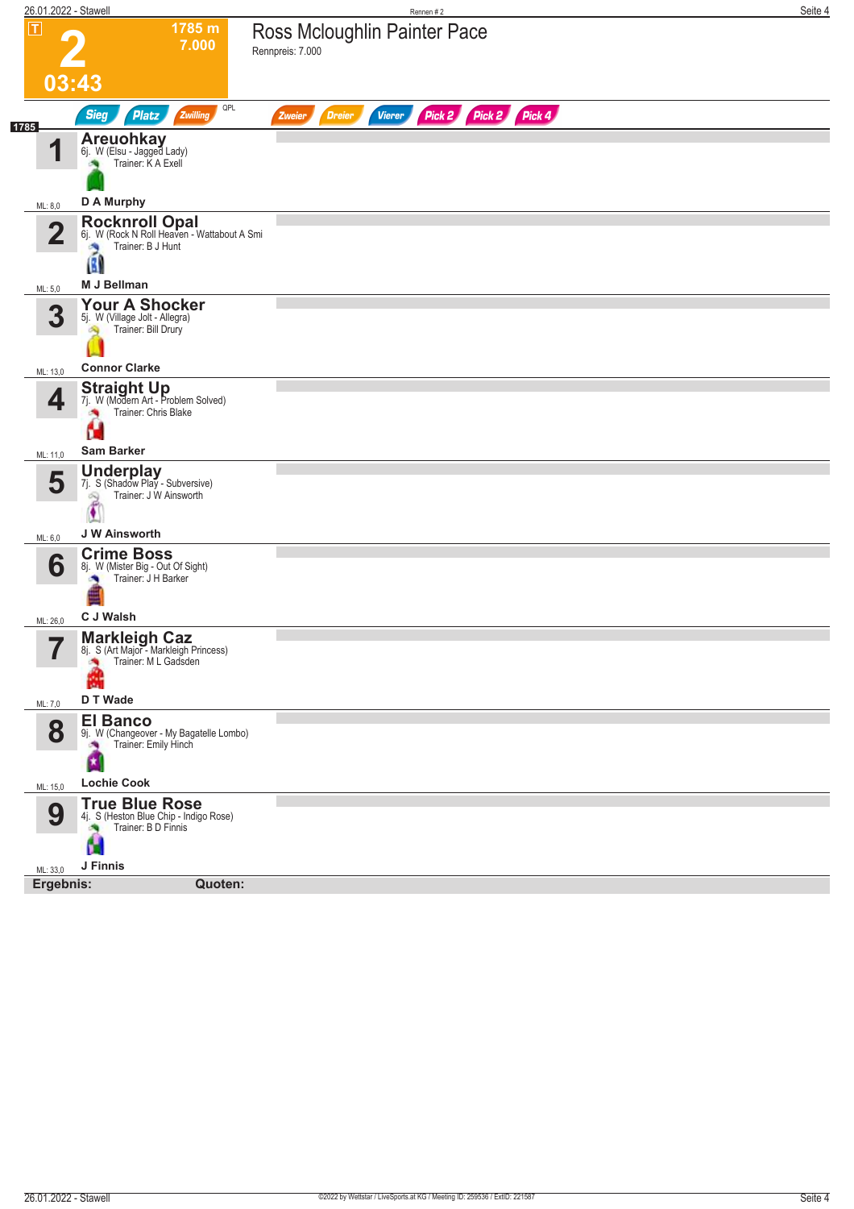# 2

1785 m
7.000

03:43

## Ross Mcloughlin Painter Pace

Rennpreis: 7.000

Sieg | Platz | Zwilling | QPL | Zweier | Dreier | Vierer | Pick 2 | Pick 2 | Pick 4

1785

**1** **Areuohkay**
6j. W (Elsu - Jagged Lady)
Trainer: K A Exell
ML: 8,0
**D A Murphy**

**2** **Rocknroll Opal**
6j. W (Rock N Roll Heaven - Wattabout A Smi
Trainer: B J Hunt
ML: 5,0
**M J Bellman**

**3** **Your A Shocker**
5j. W (Village Jolt - Allegra)
Trainer: Bill Drury
ML: 13,0
**Connor Clarke**

**4** **Straight Up**
7j. W (Modern Art - Problem Solved)
Trainer: Chris Blake
ML: 11,0
**Sam Barker**

**5** **Underplay**
7j. S (Shadow Play - Subversive)
Trainer: J W Ainsworth
ML: 6,0
**J W Ainsworth**

**6** **Crime Boss**
8j. W (Mister Big - Out Of Sight)
Trainer: J H Barker
ML: 26,0
**C J Walsh**

**7** **Markleigh Caz**
8j. S (Art Major - Markleigh Princess)
Trainer: M L Gadsden
ML: 7,0
**D T Wade**

**8** **El Banco**
9j. W (Changeover - My Bagatelle Lombo)
Trainer: Emily Hinch
ML: 15,0
**Lochie Cook**

**9** **True Blue Rose**
4j. S (Heston Blue Chip - Indigo Rose)
Trainer: B D Finnis
ML: 33,0
**J Finnis**

**Ergebnis:** **Quoten:**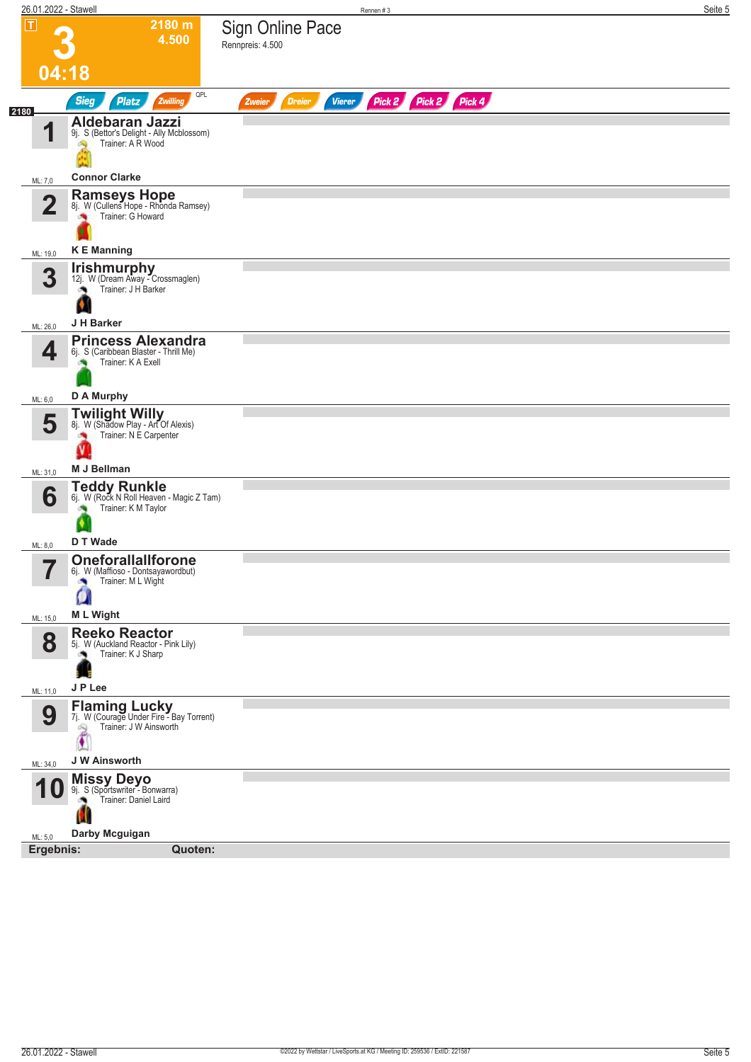# 3 — Sign Online Pace

04:18 | 2180 m | 4.500

Rennpreis: 4.500

Sieg | Platz | Zwilling | QPL | Zweier | Dreier | Vierer | Pick 2 | Pick 2 | Pick 4

2180

| Nr. | Pferd | Details | Trainer | Fahrer | ML |
|---|---|---|---|---|---|
| 1 | Aldebaran Jazzi | 9j. S (Bettor's Delight - Ally Mcblossom) | A R Wood | Connor Clarke | 7,0 |
| 2 | Ramseys Hope | 8j. W (Cullens Hope - Rhonda Ramsey) | G Howard | K E Manning | 19,0 |
| 3 | Irishmurphy | 12j. W (Dream Away - Crossmaglen) | J H Barker | J H Barker | 26,0 |
| 4 | Princess Alexandra | 6j. S (Caribbean Blaster - Thrill Me) | K A Exell | D A Murphy | 6,0 |
| 5 | Twilight Willy | 8j. W (Shadow Play - Art Of Alexis) | N E Carpenter | M J Bellman | 31,0 |
| 6 | Teddy Runkle | 6j. W (Rock N Roll Heaven - Magic Z Tam) | K M Taylor | D T Wade | 8,0 |
| 7 | Oneforallallforone | 6j. W (Maffioso - Dontsayawordbut) | M L Wight | M L Wight | 15,0 |
| 8 | Reeko Reactor | 5j. W (Auckland Reactor - Pink Lily) | K J Sharp | J P Lee | 11,0 |
| 9 | Flaming Lucky | 7j. W (Courage Under Fire - Bay Torrent) | J W Ainsworth | J W Ainsworth | 34,0 |
| 10 | Missy Deyo | 9j. S (Sportswriter - Bonwarra) | Daniel Laird | Darby Mcguigan | 5,0 |

**Ergebnis:** **Quoten:**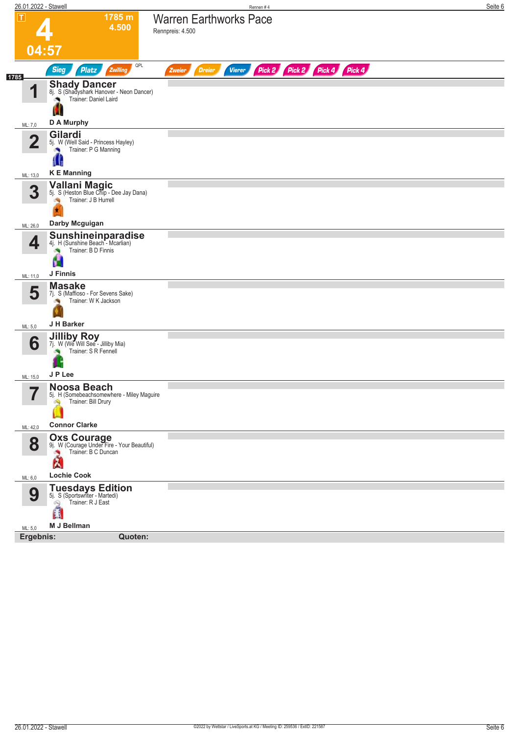# 4

**1785 m**
**4.500**

**04:57**

## Warren Earthworks Pace

Rennpreis: 4.500

Sieg | Platz | Zwilling | QPL | Zweier | Dreier | Vierer | Pick 2 | Pick 2 | Pick 4 | Pick 4

1785

| Nr. | Pferd | ML |
|---|---|---|
| 1 | **Shady Dancer** 8j. S (Shadyshark Hanover - Neon Dancer) Trainer: Daniel Laird — **D A Murphy** | ML: 7,0 |
| 2 | **Gilardi** 5j. W (Well Said - Princess Hayley) Trainer: P G Manning — **K E Manning** | ML: 13,0 |
| 3 | **Vallani Magic** 5j. S (Heston Blue Chip - Dee Jay Dana) Trainer: J B Hurrell — **Darby Mcguigan** | ML: 26,0 |
| 4 | **Sunshineinparadise** 4j. H (Sunshine Beach - Mcarlian) Trainer: B D Finnis — **J Finnis** | ML: 11,0 |
| 5 | **Masake** 7j. S (Maffioso - For Sevens Sake) Trainer: W K Jackson — **J H Barker** | ML: 5,0 |
| 6 | **Jilliby Roy** 7j. W (We Will See - Jilliby Mia) Trainer: S R Fennell — **J P Lee** | ML: 15,0 |
| 7 | **Noosa Beach** 5j. H (Somebeachsomewhere - Miley Maguire Trainer: Bill Drury — **Connor Clarke** | ML: 42,0 |
| 8 | **Oxs Courage** 9j. W (Courage Under Fire - Your Beautiful) Trainer: B C Duncan — **Lochie Cook** | ML: 6,0 |
| 9 | **Tuesdays Edition** 5j. S (Sportswriter - Martedi) Trainer: R J East — **M J Bellman** | ML: 5,0 |

**Ergebnis:** **Quoten:**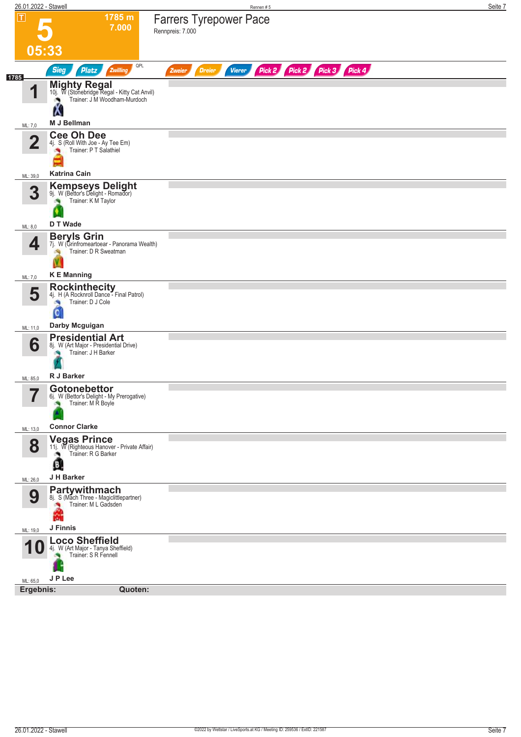**T**

# 5

**1785 m**
**7.000**

**05:33**

## Farrers Tyrepower Pace

Rennpreis: 7.000

Sieg | Platz | Zwilling | QPL | Zweier | Dreier | Vierer | Pick 2 | Pick 2 | Pick 3 | Pick 4

**1785**

**1** **Mighty Regal**
10j. W (Stonebridge Regal - Kitty Cat Anvil)
Trainer: J M Woodham-Murdoch
**M J Bellman**
ML: 7,0

**2** **Cee Oh Dee**
4j. S (Roll With Joe - Ay Tee Em)
Trainer: P T Salathiel
**Katrina Cain**
ML: 39,0

**3** **Kempseys Delight**
9j. W (Bettor's Delight - Romador)
Trainer: K M Taylor
**D T Wade**
ML: 8,0

**4** **Berlys Grin**
7j. W (Grinfromeartoear - Panorama Wealth)
Trainer: D R Sweatman
**K E Manning**
ML: 7,0

**5** **Rockinthecity**
4j. H (A Rocknroll Dance - Final Patrol)
Trainer: D J Cole
**Darby Mcguigan**
ML: 11,0

**6** **Presidential Art**
8j. W (Art Major - Presidential Drive)
Trainer: J H Barker
**R J Barker**
ML: 85,0

**7** **Gotonebettor**
6j. W (Bettor's Delight - My Prerogative)
Trainer: M R Boyle
**Connor Clarke**
ML: 13,0

**8** **Vegas Prince**
11j. W (Righteous Hanover - Private Affair)
Trainer: R G Barker
**J H Barker**
ML: 26,0

**9** **Partywithmach**
8j. S (Mach Three - Magiclittlepartner)
Trainer: M L Gadsden
**J Finnis**
ML: 19,0

**10** **Loco Sheffield**
4j. W (Art Major - Tanya Sheffield)
Trainer: S R Fennell
**J P Lee**
ML: 65,0

**Ergebnis:** **Quoten:**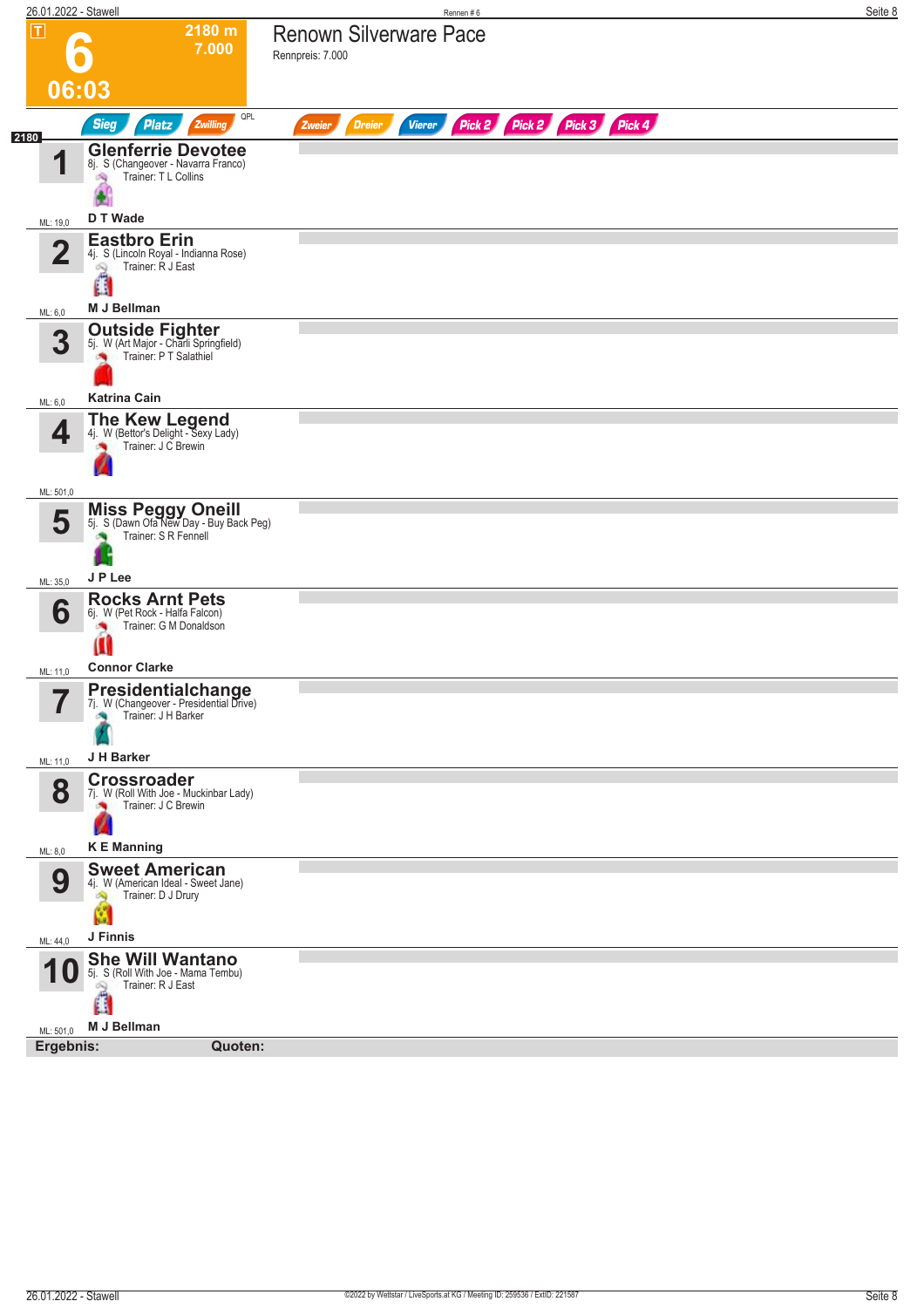# 6

2180 m
7.000

06:03

## Renown Silverware Pace

Rennpreis: 7.000

Sieg | Platz | Zwilling | QPL | Zweier | Dreier | Vierer | Pick 2 | Pick 2 | Pick 3 | Pick 4

2180

| Nr. | Pferd | Fahrer | ML |
|---|---|---|---|
| 1 | **Glenferrie Devotee** 8j. S (Changeover - Navarra Franco) Trainer: T L Collins | D T Wade | ML: 19,0 |
| 2 | **Eastbro Erin** 4j. S (Lincoln Royal - Indianna Rose) Trainer: R J East | M J Bellman | ML: 6,0 |
| 3 | **Outside Fighter** 5j. W (Art Major - Charli Springfield) Trainer: P T Salathiel | Katrina Cain | ML: 6,0 |
| 4 | **The Kew Legend** 4j. W (Bettor's Delight - Sexy Lady) Trainer: J C Brewin | | ML: 501,0 |
| 5 | **Miss Peggy Oneill** 5j. S (Dawn Ofa New Day - Buy Back Peg) Trainer: S R Fennell | J P Lee | ML: 35,0 |
| 6 | **Rocks Arnt Pets** 6j. W (Pet Rock - Halfa Falcon) Trainer: G M Donaldson | Connor Clarke | ML: 11,0 |
| 7 | **Presidentialchange** 7j. W (Changeover - Presidential Drive) Trainer: J H Barker | J H Barker | ML: 11,0 |
| 8 | **Crossroader** 7j. W (Roll With Joe - Muckinbar Lady) Trainer: J C Brewin | K E Manning | ML: 8,0 |
| 9 | **Sweet American** 4j. W (American Ideal - Sweet Jane) Trainer: D J Drury | J Finnis | ML: 44,0 |
| 10 | **She Will Wantano** 5j. S (Roll With Joe - Mama Tembu) Trainer: R J East | M J Bellman | ML: 501,0 |

**Ergebnis:** **Quoten:**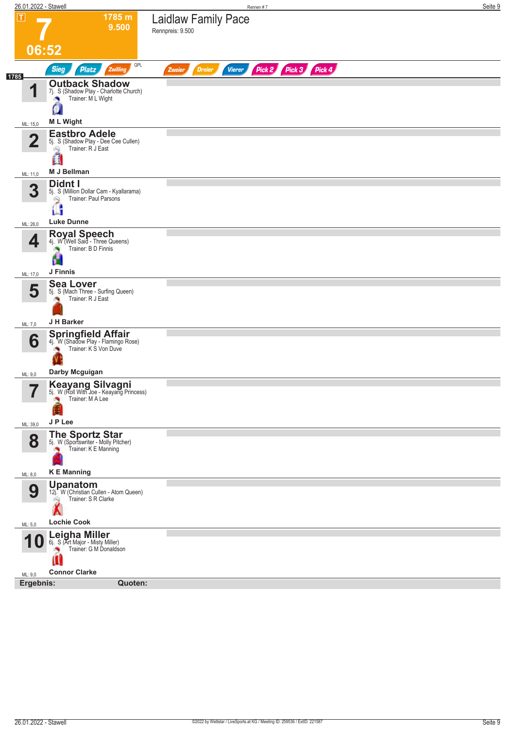# 7

1785 m
9.500

06:52

## Laidlaw Family Pace

Rennpreis: 9.500

Sieg | Platz | Zwilling | QPL | Zweier | Dreier | Vierer | Pick 2 | Pick 3 | Pick 4

1785

| Nr. | Pferd | ML |
|---|---|---|
| 1 | **Outback Shadow**<br>7j. S (Shadow Play - Charlotte Church)<br>Trainer: M L Wight<br>**M L Wight** | ML: 15,0 |
| 2 | **Eastbro Adele**<br>5j. S (Shadow Play - Dee Cee Cullen)<br>Trainer: R J East<br>**M J Bellman** | ML: 11,0 |
| 3 | **Didnt I**<br>5j. S (Million Dollar Cam - Kyallarama)<br>Trainer: Paul Parsons<br>**Luke Dunne** | ML: 26,0 |
| 4 | **Royal Speech**<br>4j. W (Well Said - Three Queens)<br>Trainer: B D Finnis<br>**J Finnis** | ML: 17,0 |
| 5 | **Sea Lover**<br>5j. S (Mach Three - Surfing Queen)<br>Trainer: R J East<br>**J H Barker** | ML: 7,0 |
| 6 | **Springfield Affair**<br>4j. W (Shadow Play - Flamingo Rose)<br>Trainer: K S Von Duve<br>**Darby Mcguigan** | ML: 9,0 |
| 7 | **Keayang Silvagni**<br>5j. W (Roll With Joe - Keayang Princess)<br>Trainer: M A Lee<br>**J P Lee** | ML: 39,0 |
| 8 | **The Sportz Star**<br>5j. W (Sportswriter - Molly Pitcher)<br>Trainer: K E Manning<br>**K E Manning** | ML: 8,0 |
| 9 | **Upanatom**<br>12j. W (Christian Cullen - Atom Queen)<br>Trainer: S R Clarke<br>**Lochie Cook** | ML: 5,0 |
| 10 | **Leigha Miller**<br>6j. S (Art Major - Misty Miller)<br>Trainer: G M Donaldson<br>**Connor Clarke** | ML: 9,0 |

**Ergebnis:** **Quoten:**